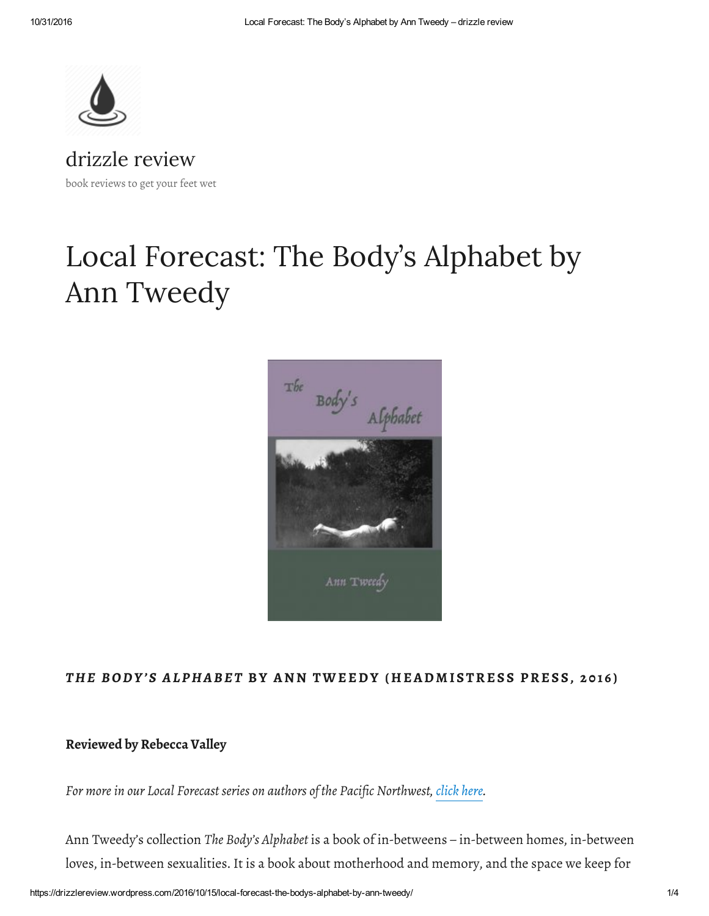drizzle review

book reviews to get your feet wet

# Local Forecast: The Body's Alphabet by Ann Tweedy

***THE BODY'S ALPHABET* BY ANN TWEEDY (HEADMISTRESS PRESS, 2016)**

**Reviewed by Rebecca Valley**

*For more in our Local Forecast series on authors of the Pacific Northwest, click here.*

Ann Tweedy's collection *The Body's Alphabet* is a book of in-betweens – in-between homes, in-between loves, in-between sexualities. It is a book about motherhood and memory, and the space we keep for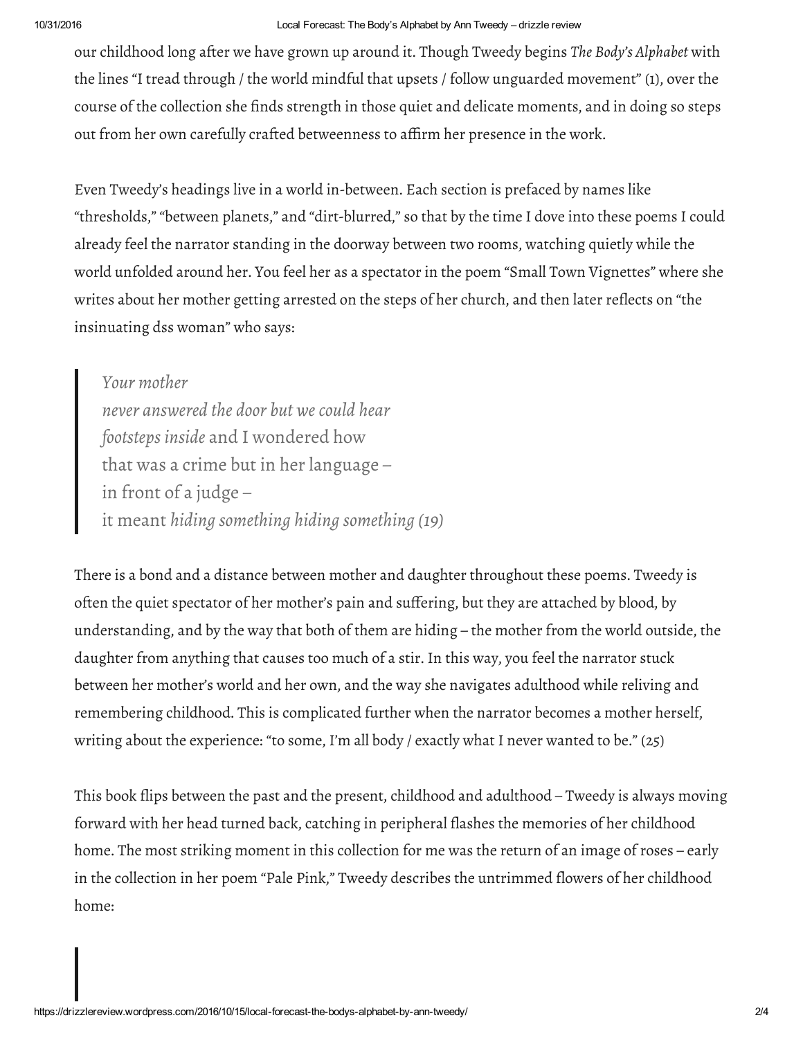our childhood long after we have grown up around it. Though Tweedy begins *The Body's Alphabet* with the lines "I tread through / the world mindful that upsets / follow unguarded movement" (1), over the course of the collection she finds strength in those quiet and delicate moments, and in doing so steps out from her own carefully crafted betweenness to affirm her presence in the work.

Even Tweedy's headings live in a world in-between. Each section is prefaced by names like "thresholds," "between planets," and "dirt-blurred," so that by the time I dove into these poems I could already feel the narrator standing in the doorway between two rooms, watching quietly while the world unfolded around her. You feel her as a spectator in the poem "Small Town Vignettes" where she writes about her mother getting arrested on the steps of her church, and then later reflects on "the insinuating dss woman" who says:

> *Your mother*
> *never answered the door but we could hear*
> *footsteps inside* and I wondered how
> that was a crime but in her language –
> in front of a judge –
> it meant *hiding something hiding something (19)*

There is a bond and a distance between mother and daughter throughout these poems. Tweedy is often the quiet spectator of her mother's pain and suffering, but they are attached by blood, by understanding, and by the way that both of them are hiding – the mother from the world outside, the daughter from anything that causes too much of a stir. In this way, you feel the narrator stuck between her mother's world and her own, and the way she navigates adulthood while reliving and remembering childhood. This is complicated further when the narrator becomes a mother herself, writing about the experience: "to some, I'm all body / exactly what I never wanted to be." (25)

This book flips between the past and the present, childhood and adulthood – Tweedy is always moving forward with her head turned back, catching in peripheral flashes the memories of her childhood home. The most striking moment in this collection for me was the return of an image of roses – early in the collection in her poem "Pale Pink," Tweedy describes the untrimmed flowers of her childhood home: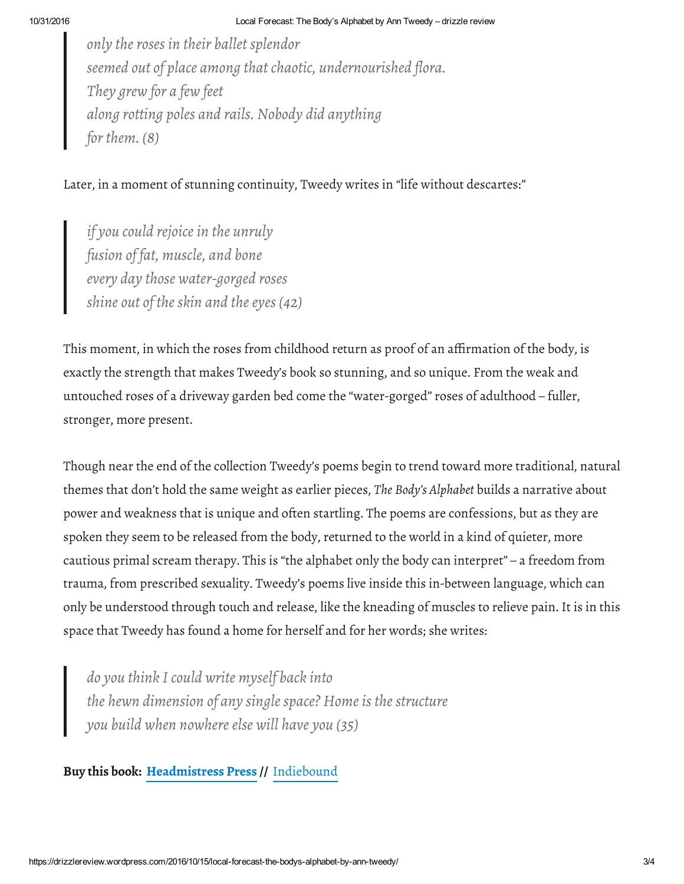> *only the roses in their ballet splendor*
> *seemed out of place among that chaotic, undernourished flora.*
> *They grew for a few feet*
> *along rotting poles and rails. Nobody did anything*
> *for them. (8)*

Later, in a moment of stunning continuity, Tweedy writes in "life without descartes:"

> *if you could rejoice in the unruly*
> *fusion of fat, muscle, and bone*
> *every day those water-gorged roses*
> *shine out of the skin and the eyes (42)*

This moment, in which the roses from childhood return as proof of an affirmation of the body, is exactly the strength that makes Tweedy's book so stunning, and so unique. From the weak and untouched roses of a driveway garden bed come the "water-gorged" roses of adulthood – fuller, stronger, more present.

Though near the end of the collection Tweedy's poems begin to trend toward more traditional, natural themes that don't hold the same weight as earlier pieces, *The Body's Alphabet* builds a narrative about power and weakness that is unique and often startling. The poems are confessions, but as they are spoken they seem to be released from the body, returned to the world in a kind of quieter, more cautious primal scream therapy. This is "the alphabet only the body can interpret" – a freedom from trauma, from prescribed sexuality. Tweedy's poems live inside this in-between language, which can only be understood through touch and release, like the kneading of muscles to relieve pain. It is in this space that Tweedy has found a home for herself and for her words; she writes:

> *do you think I could write myself back into*
> *the hewn dimension of any single space? Home is the structure*
> *you build when nowhere else will have you (35)*

**Buy this book: Headmistress Press //** Indiebound